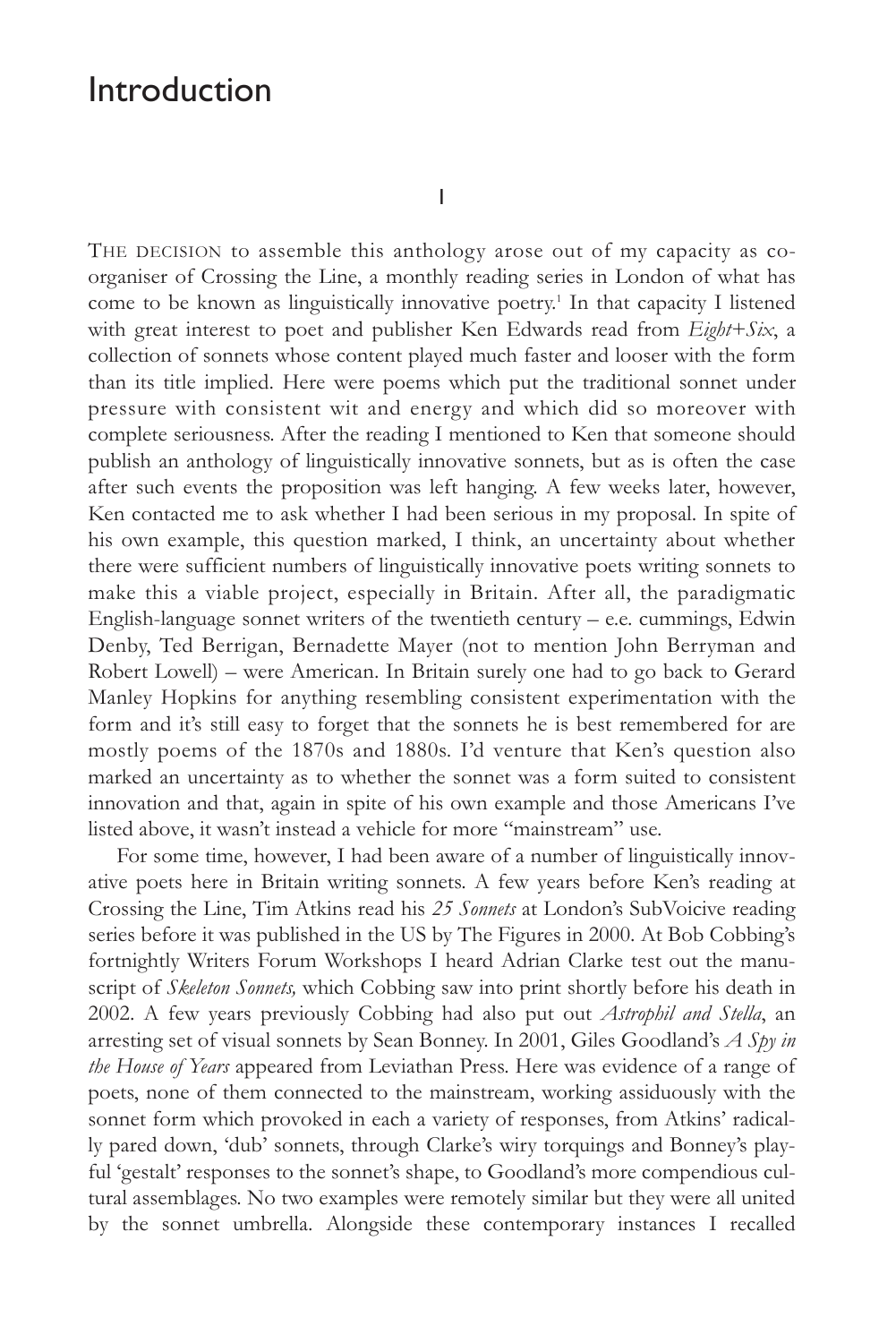# Introduction

## I

THE DECISION to assemble this anthology arose out of my capacity as co-organiser of Crossing the Line, a monthly reading series in London of what has come to be known as linguistically innovative poetry.[1] In that capacity I listened with great interest to poet and publisher Ken Edwards read from *Eight+Six*, a collection of sonnets whose content played much faster and looser with the form than its title implied. Here were poems which put the traditional sonnet under pressure with consistent wit and energy and which did so moreover with complete seriousness. After the reading I mentioned to Ken that someone should publish an anthology of linguistically innovative sonnets, but as is often the case after such events the proposition was left hanging. A few weeks later, however, Ken contacted me to ask whether I had been serious in my proposal. In spite of his own example, this question marked, I think, an uncertainty about whether there were sufficient numbers of linguistically innovative poets writing sonnets to make this a viable project, especially in Britain. After all, the paradigmatic English-language sonnet writers of the twentieth century – e.e. cummings, Edwin Denby, Ted Berrigan, Bernadette Mayer (not to mention John Berryman and Robert Lowell) – were American. In Britain surely one had to go back to Gerard Manley Hopkins for anything resembling consistent experimentation with the form and it's still easy to forget that the sonnets he is best remembered for are mostly poems of the 1870s and 1880s. I'd venture that Ken's question also marked an uncertainty as to whether the sonnet was a form suited to consistent innovation and that, again in spite of his own example and those Americans I've listed above, it wasn't instead a vehicle for more "mainstream" use.

For some time, however, I had been aware of a number of linguistically innovative poets here in Britain writing sonnets. A few years before Ken's reading at Crossing the Line, Tim Atkins read his *25 Sonnets* at London's SubVoicive reading series before it was published in the US by The Figures in 2000. At Bob Cobbing's fortnightly Writers Forum Workshops I heard Adrian Clarke test out the manuscript of *Skeleton Sonnets,* which Cobbing saw into print shortly before his death in 2002. A few years previously Cobbing had also put out *Astrophil and Stella*, an arresting set of visual sonnets by Sean Bonney. In 2001, Giles Goodland's *A Spy in the House of Years* appeared from Leviathan Press. Here was evidence of a range of poets, none of them connected to the mainstream, working assiduously with the sonnet form which provoked in each a variety of responses, from Atkins' radically pared down, 'dub' sonnets, through Clarke's wiry torquings and Bonney's playful 'gestalt' responses to the sonnet's shape, to Goodland's more compendious cultural assemblages. No two examples were remotely similar but they were all united by the sonnet umbrella. Alongside these contemporary instances I recalled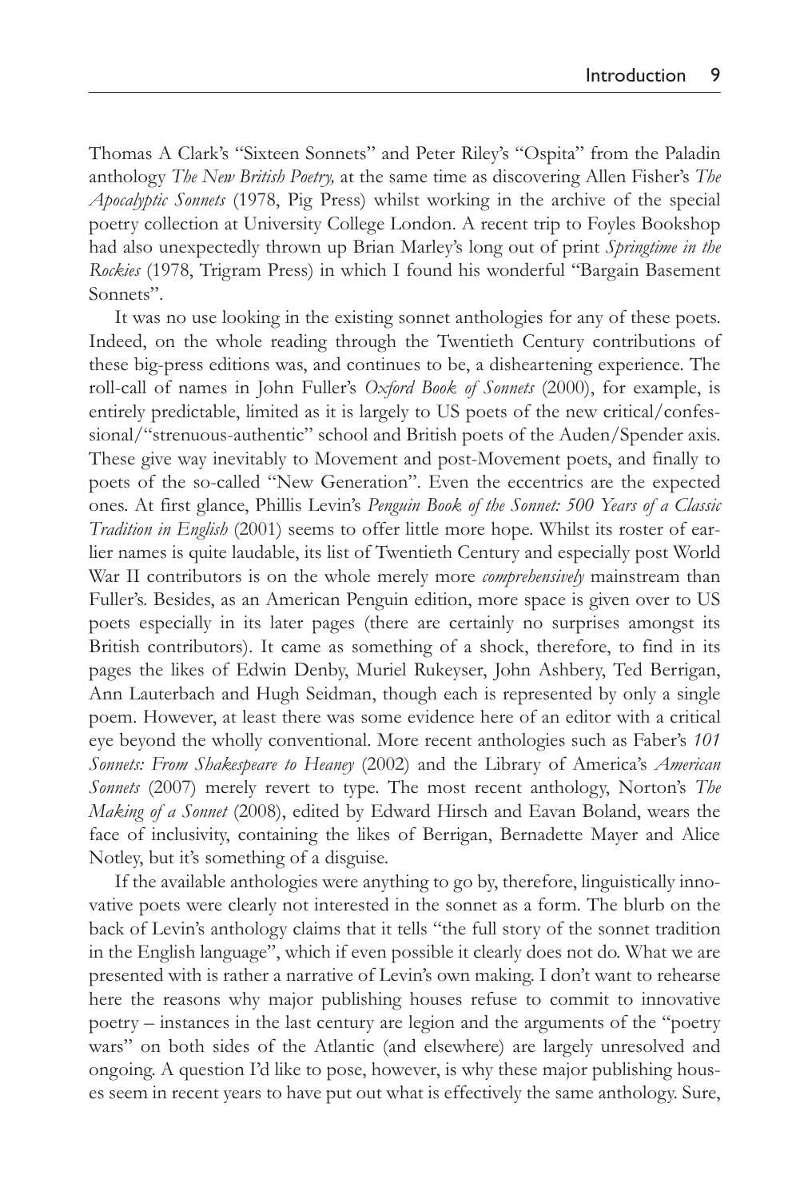Thomas A Clark's "Sixteen Sonnets" and Peter Riley's "Ospita" from the Paladin anthology *The New British Poetry,* at the same time as discovering Allen Fisher's *The Apocalyptic Sonnets* (1978, Pig Press) whilst working in the archive of the special poetry collection at University College London. A recent trip to Foyles Bookshop had also unexpectedly thrown up Brian Marley's long out of print *Springtime in the Rockies* (1978, Trigram Press) in which I found his wonderful "Bargain Basement Sonnets".

It was no use looking in the existing sonnet anthologies for any of these poets. Indeed, on the whole reading through the Twentieth Century contributions of these big-press editions was, and continues to be, a disheartening experience. The roll-call of names in John Fuller's *Oxford Book of Sonnets* (2000), for example, is entirely predictable, limited as it is largely to US poets of the new critical/confessional/"strenuous-authentic" school and British poets of the Auden/Spender axis. These give way inevitably to Movement and post-Movement poets, and finally to poets of the so-called "New Generation". Even the eccentrics are the expected ones. At first glance, Phillis Levin's *Penguin Book of the Sonnet: 500 Years of a Classic Tradition in English* (2001) seems to offer little more hope. Whilst its roster of earlier names is quite laudable, its list of Twentieth Century and especially post World War II contributors is on the whole merely more *comprehensively* mainstream than Fuller's. Besides, as an American Penguin edition, more space is given over to US poets especially in its later pages (there are certainly no surprises amongst its British contributors). It came as something of a shock, therefore, to find in its pages the likes of Edwin Denby, Muriel Rukeyser, John Ashbery, Ted Berrigan, Ann Lauterbach and Hugh Seidman, though each is represented by only a single poem. However, at least there was some evidence here of an editor with a critical eye beyond the wholly conventional. More recent anthologies such as Faber's *101 Sonnets: From Shakespeare to Heaney* (2002) and the Library of America's *American Sonnets* (2007) merely revert to type. The most recent anthology, Norton's *The Making of a Sonnet* (2008), edited by Edward Hirsch and Eavan Boland, wears the face of inclusivity, containing the likes of Berrigan, Bernadette Mayer and Alice Notley, but it's something of a disguise.

If the available anthologies were anything to go by, therefore, linguistically innovative poets were clearly not interested in the sonnet as a form. The blurb on the back of Levin's anthology claims that it tells "the full story of the sonnet tradition in the English language", which if even possible it clearly does not do. What we are presented with is rather a narrative of Levin's own making. I don't want to rehearse here the reasons why major publishing houses refuse to commit to innovative poetry – instances in the last century are legion and the arguments of the "poetry wars" on both sides of the Atlantic (and elsewhere) are largely unresolved and ongoing. A question I'd like to pose, however, is why these major publishing houses seem in recent years to have put out what is effectively the same anthology. Sure,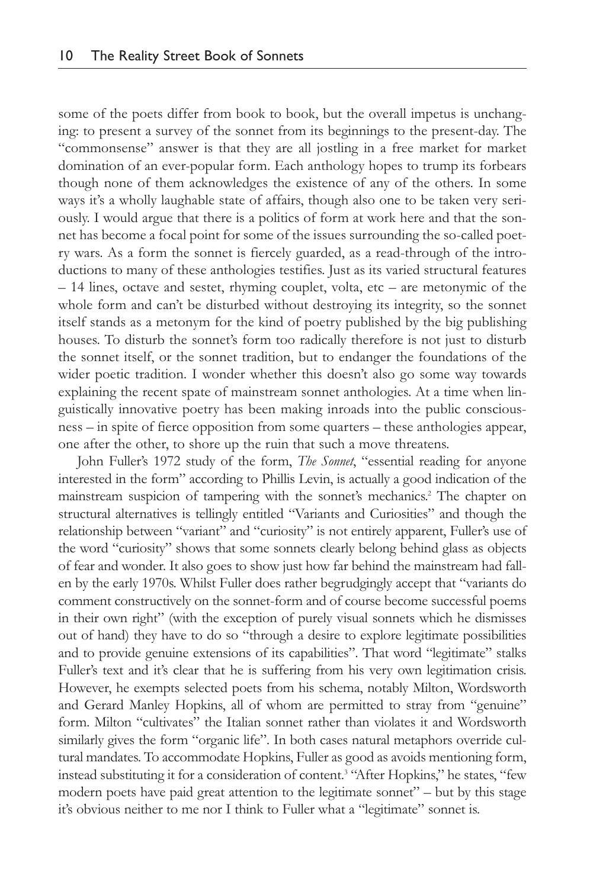some of the poets differ from book to book, but the overall impetus is unchanging: to present a survey of the sonnet from its beginnings to the present-day. The "commonsense" answer is that they are all jostling in a free market for market domination of an ever-popular form. Each anthology hopes to trump its forbears though none of them acknowledges the existence of any of the others. In some ways it's a wholly laughable state of affairs, though also one to be taken very seriously. I would argue that there is a politics of form at work here and that the sonnet has become a focal point for some of the issues surrounding the so-called poetry wars. As a form the sonnet is fiercely guarded, as a read-through of the introductions to many of these anthologies testifies. Just as its varied structural features – 14 lines, octave and sestet, rhyming couplet, volta, etc – are metonymic of the whole form and can't be disturbed without destroying its integrity, so the sonnet itself stands as a metonym for the kind of poetry published by the big publishing houses. To disturb the sonnet's form too radically therefore is not just to disturb the sonnet itself, or the sonnet tradition, but to endanger the foundations of the wider poetic tradition. I wonder whether this doesn't also go some way towards explaining the recent spate of mainstream sonnet anthologies. At a time when linguistically innovative poetry has been making inroads into the public consciousness – in spite of fierce opposition from some quarters – these anthologies appear, one after the other, to shore up the ruin that such a move threatens.

John Fuller's 1972 study of the form, *The Sonnet*, "essential reading for anyone interested in the form" according to Phillis Levin, is actually a good indication of the mainstream suspicion of tampering with the sonnet's mechanics.[2] The chapter on structural alternatives is tellingly entitled "Variants and Curiosities" and though the relationship between "variant" and "curiosity" is not entirely apparent, Fuller's use of the word "curiosity" shows that some sonnets clearly belong behind glass as objects of fear and wonder. It also goes to show just how far behind the mainstream had fallen by the early 1970s. Whilst Fuller does rather begrudgingly accept that "variants do comment constructively on the sonnet-form and of course become successful poems in their own right" (with the exception of purely visual sonnets which he dismisses out of hand) they have to do so "through a desire to explore legitimate possibilities and to provide genuine extensions of its capabilities". That word "legitimate" stalks Fuller's text and it's clear that he is suffering from his very own legitimation crisis. However, he exempts selected poets from his schema, notably Milton, Wordsworth and Gerard Manley Hopkins, all of whom are permitted to stray from "genuine" form. Milton "cultivates" the Italian sonnet rather than violates it and Wordsworth similarly gives the form "organic life". In both cases natural metaphors override cultural mandates. To accommodate Hopkins, Fuller as good as avoids mentioning form, instead substituting it for a consideration of content.[3] "After Hopkins," he states, "few modern poets have paid great attention to the legitimate sonnet" – but by this stage it's obvious neither to me nor I think to Fuller what a "legitimate" sonnet is.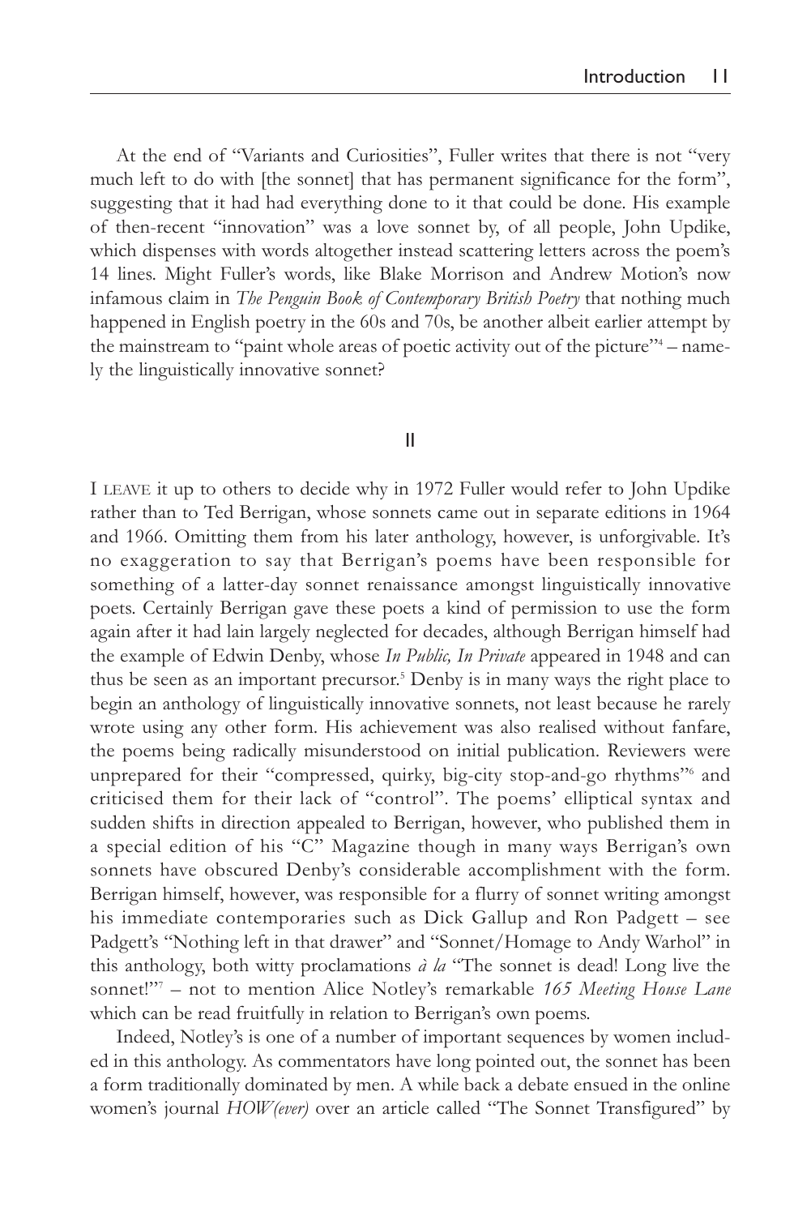At the end of "Variants and Curiosities", Fuller writes that there is not "very much left to do with [the sonnet] that has permanent significance for the form", suggesting that it had had everything done to it that could be done. His example of then-recent "innovation" was a love sonnet by, of all people, John Updike, which dispenses with words altogether instead scattering letters across the poem's 14 lines. Might Fuller's words, like Blake Morrison and Andrew Motion's now infamous claim in *The Penguin Book of Contemporary British Poetry* that nothing much happened in English poetry in the 60s and 70s, be another albeit earlier attempt by the mainstream to "paint whole areas of poetic activity out of the picture"[4] – namely the linguistically innovative sonnet?

## II

I LEAVE it up to others to decide why in 1972 Fuller would refer to John Updike rather than to Ted Berrigan, whose sonnets came out in separate editions in 1964 and 1966. Omitting them from his later anthology, however, is unforgivable. It's no exaggeration to say that Berrigan's poems have been responsible for something of a latter-day sonnet renaissance amongst linguistically innovative poets. Certainly Berrigan gave these poets a kind of permission to use the form again after it had lain largely neglected for decades, although Berrigan himself had the example of Edwin Denby, whose *In Public, In Private* appeared in 1948 and can thus be seen as an important precursor.[5] Denby is in many ways the right place to begin an anthology of linguistically innovative sonnets, not least because he rarely wrote using any other form. His achievement was also realised without fanfare, the poems being radically misunderstood on initial publication. Reviewers were unprepared for their "compressed, quirky, big-city stop-and-go rhythms"[6] and criticised them for their lack of "control". The poems' elliptical syntax and sudden shifts in direction appealed to Berrigan, however, who published them in a special edition of his "C" Magazine though in many ways Berrigan's own sonnets have obscured Denby's considerable accomplishment with the form. Berrigan himself, however, was responsible for a flurry of sonnet writing amongst his immediate contemporaries such as Dick Gallup and Ron Padgett – see Padgett's "Nothing left in that drawer" and "Sonnet/Homage to Andy Warhol" in this anthology, both witty proclamations *à la* "The sonnet is dead! Long live the sonnet!"[7] – not to mention Alice Notley's remarkable *165 Meeting House Lane* which can be read fruitfully in relation to Berrigan's own poems.

Indeed, Notley's is one of a number of important sequences by women included in this anthology. As commentators have long pointed out, the sonnet has been a form traditionally dominated by men. A while back a debate ensued in the online women's journal *HOW(ever)* over an article called "The Sonnet Transfigured" by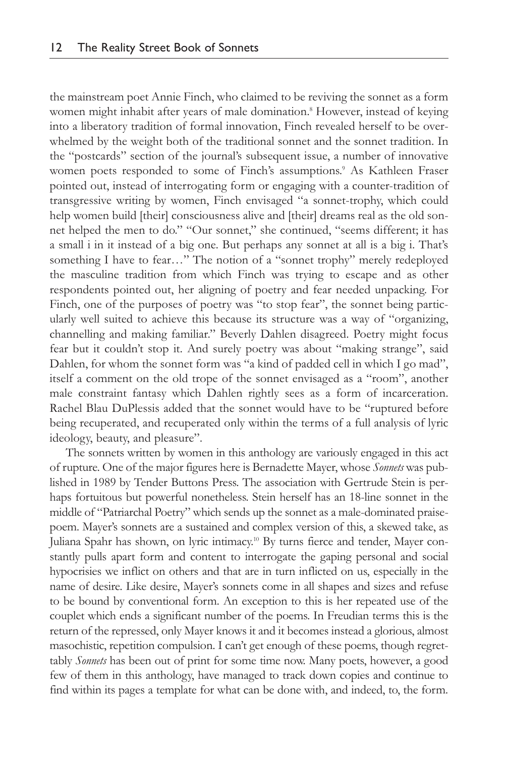the mainstream poet Annie Finch, who claimed to be reviving the sonnet as a form women might inhabit after years of male domination.[8] However, instead of keying into a liberatory tradition of formal innovation, Finch revealed herself to be overwhelmed by the weight both of the traditional sonnet and the sonnet tradition. In the "postcards" section of the journal's subsequent issue, a number of innovative women poets responded to some of Finch's assumptions.[9] As Kathleen Fraser pointed out, instead of interrogating form or engaging with a counter-tradition of transgressive writing by women, Finch envisaged "a sonnet-trophy, which could help women build [their] consciousness alive and [their] dreams real as the old sonnet helped the men to do." "Our sonnet," she continued, "seems different; it has a small i in it instead of a big one. But perhaps any sonnet at all is a big i. That's something I have to fear…" The notion of a "sonnet trophy" merely redeployed the masculine tradition from which Finch was trying to escape and as other respondents pointed out, her aligning of poetry and fear needed unpacking. For Finch, one of the purposes of poetry was "to stop fear", the sonnet being particularly well suited to achieve this because its structure was a way of "organizing, channelling and making familiar." Beverly Dahlen disagreed. Poetry might focus fear but it couldn't stop it. And surely poetry was about "making strange", said Dahlen, for whom the sonnet form was "a kind of padded cell in which I go mad", itself a comment on the old trope of the sonnet envisaged as a "room", another male constraint fantasy which Dahlen rightly sees as a form of incarceration. Rachel Blau DuPlessis added that the sonnet would have to be "ruptured before being recuperated, and recuperated only within the terms of a full analysis of lyric ideology, beauty, and pleasure".

The sonnets written by women in this anthology are variously engaged in this act of rupture. One of the major figures here is Bernadette Mayer, whose *Sonnets* was published in 1989 by Tender Buttons Press. The association with Gertrude Stein is perhaps fortuitous but powerful nonetheless. Stein herself has an 18-line sonnet in the middle of "Patriarchal Poetry" which sends up the sonnet as a male-dominated praise-poem. Mayer's sonnets are a sustained and complex version of this, a skewed take, as Juliana Spahr has shown, on lyric intimacy.[10] By turns fierce and tender, Mayer constantly pulls apart form and content to interrogate the gaping personal and social hypocrisies we inflict on others and that are in turn inflicted on us, especially in the name of desire. Like desire, Mayer's sonnets come in all shapes and sizes and refuse to be bound by conventional form. An exception to this is her repeated use of the couplet which ends a significant number of the poems. In Freudian terms this is the return of the repressed, only Mayer knows it and it becomes instead a glorious, almost masochistic, repetition compulsion. I can't get enough of these poems, though regrettably *Sonnets* has been out of print for some time now. Many poets, however, a good few of them in this anthology, have managed to track down copies and continue to find within its pages a template for what can be done with, and indeed, to, the form.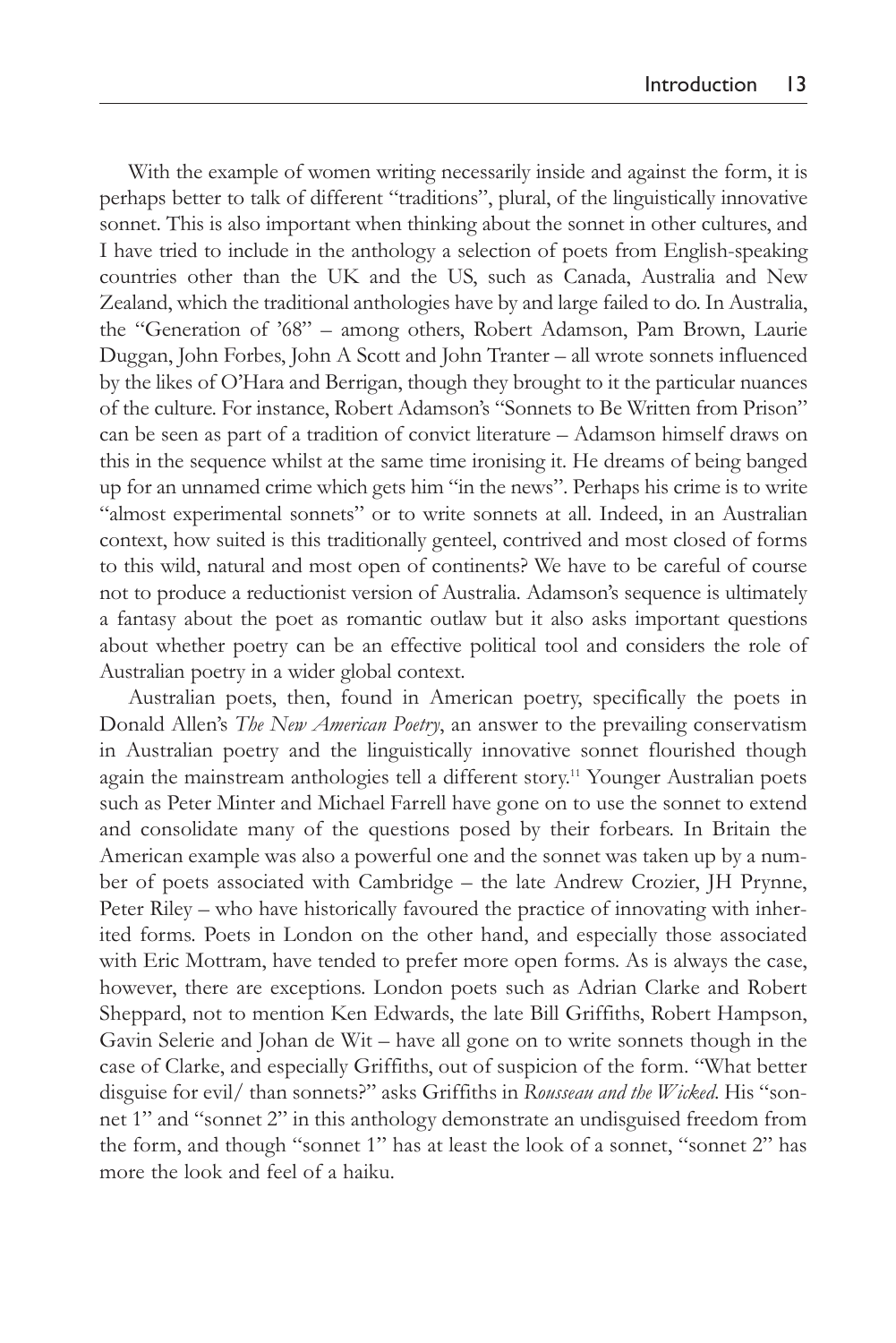With the example of women writing necessarily inside and against the form, it is perhaps better to talk of different "traditions", plural, of the linguistically innovative sonnet. This is also important when thinking about the sonnet in other cultures, and I have tried to include in the anthology a selection of poets from English-speaking countries other than the UK and the US, such as Canada, Australia and New Zealand, which the traditional anthologies have by and large failed to do. In Australia, the "Generation of '68" – among others, Robert Adamson, Pam Brown, Laurie Duggan, John Forbes, John A Scott and John Tranter – all wrote sonnets influenced by the likes of O'Hara and Berrigan, though they brought to it the particular nuances of the culture. For instance, Robert Adamson's "Sonnets to Be Written from Prison" can be seen as part of a tradition of convict literature – Adamson himself draws on this in the sequence whilst at the same time ironising it. He dreams of being banged up for an unnamed crime which gets him "in the news". Perhaps his crime is to write "almost experimental sonnets" or to write sonnets at all. Indeed, in an Australian context, how suited is this traditionally genteel, contrived and most closed of forms to this wild, natural and most open of continents? We have to be careful of course not to produce a reductionist version of Australia. Adamson's sequence is ultimately a fantasy about the poet as romantic outlaw but it also asks important questions about whether poetry can be an effective political tool and considers the role of Australian poetry in a wider global context.

Australian poets, then, found in American poetry, specifically the poets in Donald Allen's *The New American Poetry*, an answer to the prevailing conservatism in Australian poetry and the linguistically innovative sonnet flourished though again the mainstream anthologies tell a different story.[11] Younger Australian poets such as Peter Minter and Michael Farrell have gone on to use the sonnet to extend and consolidate many of the questions posed by their forbears. In Britain the American example was also a powerful one and the sonnet was taken up by a number of poets associated with Cambridge – the late Andrew Crozier, JH Prynne, Peter Riley – who have historically favoured the practice of innovating with inherited forms. Poets in London on the other hand, and especially those associated with Eric Mottram, have tended to prefer more open forms. As is always the case, however, there are exceptions. London poets such as Adrian Clarke and Robert Sheppard, not to mention Ken Edwards, the late Bill Griffiths, Robert Hampson, Gavin Selerie and Johan de Wit – have all gone on to write sonnets though in the case of Clarke, and especially Griffiths, out of suspicion of the form. "What better disguise for evil/ than sonnets?" asks Griffiths in *Rousseau and the Wicked*. His "sonnet 1" and "sonnet 2" in this anthology demonstrate an undisguised freedom from the form, and though "sonnet 1" has at least the look of a sonnet, "sonnet 2" has more the look and feel of a haiku.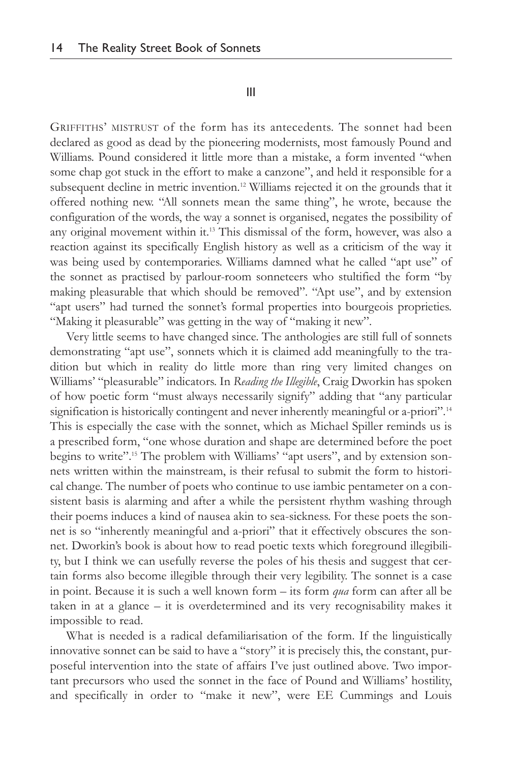## III

GRIFFITHS' MISTRUST of the form has its antecedents. The sonnet had been declared as good as dead by the pioneering modernists, most famously Pound and Williams. Pound considered it little more than a mistake, a form invented "when some chap got stuck in the effort to make a canzone", and held it responsible for a subsequent decline in metric invention.[12] Williams rejected it on the grounds that it offered nothing new. "All sonnets mean the same thing", he wrote, because the configuration of the words, the way a sonnet is organised, negates the possibility of any original movement within it.[13] This dismissal of the form, however, was also a reaction against its specifically English history as well as a criticism of the way it was being used by contemporaries. Williams damned what he called "apt use" of the sonnet as practised by parlour-room sonneteers who stultified the form "by making pleasurable that which should be removed". "Apt use", and by extension "apt users" had turned the sonnet's formal properties into bourgeois proprieties. "Making it pleasurable" was getting in the way of "making it new".

Very little seems to have changed since. The anthologies are still full of sonnets demonstrating "apt use", sonnets which it is claimed add meaningfully to the tradition but which in reality do little more than ring very limited changes on Williams' "pleasurable" indicators. In *Reading the Illegible*, Craig Dworkin has spoken of how poetic form "must always necessarily signify" adding that "any particular signification is historically contingent and never inherently meaningful or a-priori".[14] This is especially the case with the sonnet, which as Michael Spiller reminds us is a prescribed form, "one whose duration and shape are determined before the poet begins to write".[15] The problem with Williams' "apt users", and by extension sonnets written within the mainstream, is their refusal to submit the form to historical change. The number of poets who continue to use iambic pentameter on a consistent basis is alarming and after a while the persistent rhythm washing through their poems induces a kind of nausea akin to sea-sickness. For these poets the sonnet is so "inherently meaningful and a-priori" that it effectively obscures the sonnet. Dworkin's book is about how to read poetic texts which foreground illegibility, but I think we can usefully reverse the poles of his thesis and suggest that certain forms also become illegible through their very legibility. The sonnet is a case in point. Because it is such a well known form – its form *qua* form can after all be taken in at a glance – it is overdetermined and its very recognisability makes it impossible to read.

What is needed is a radical defamiliarisation of the form. If the linguistically innovative sonnet can be said to have a "story" it is precisely this, the constant, purposeful intervention into the state of affairs I've just outlined above. Two important precursors who used the sonnet in the face of Pound and Williams' hostility, and specifically in order to "make it new", were EE Cummings and Louis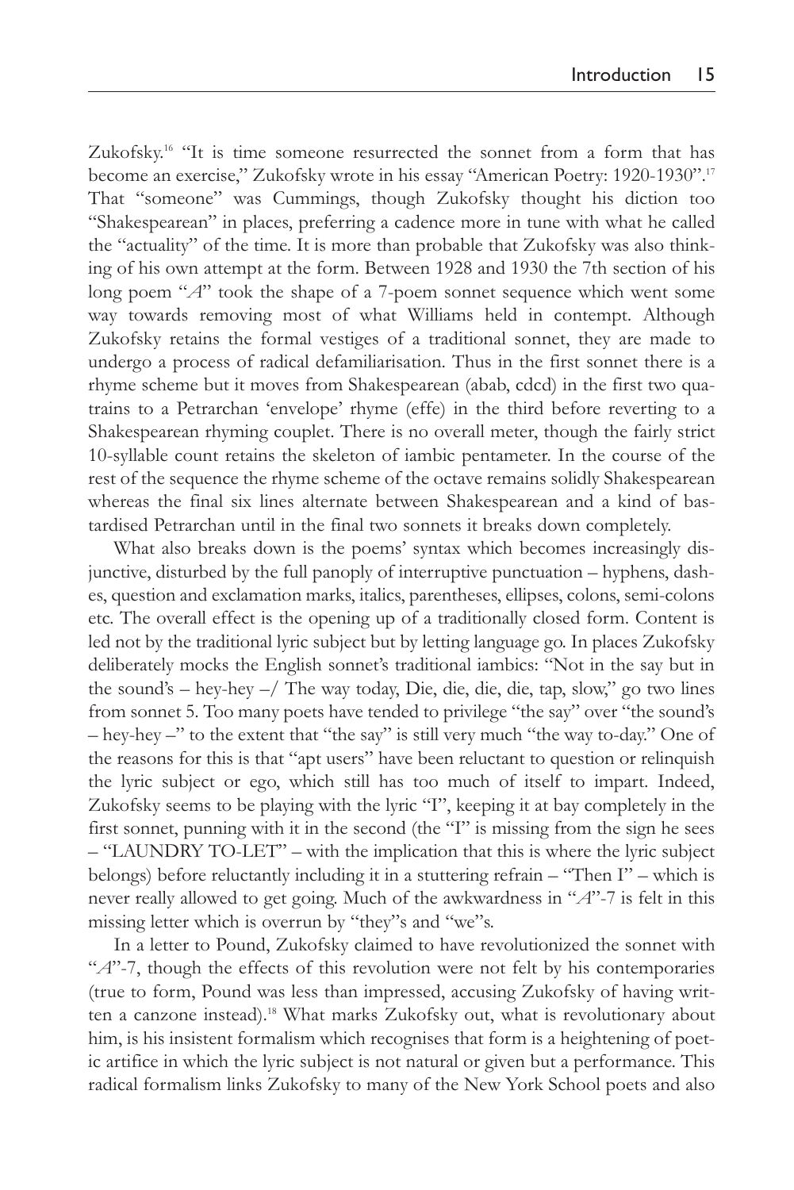Zukofsky.[16] "It is time someone resurrected the sonnet from a form that has become an exercise," Zukofsky wrote in his essay "American Poetry: 1920-1930".[17] That "someone" was Cummings, though Zukofsky thought his diction too "Shakespearean" in places, preferring a cadence more in tune with what he called the "actuality" of the time. It is more than probable that Zukofsky was also thinking of his own attempt at the form. Between 1928 and 1930 the 7th section of his long poem "*A*" took the shape of a 7-poem sonnet sequence which went some way towards removing most of what Williams held in contempt. Although Zukofsky retains the formal vestiges of a traditional sonnet, they are made to undergo a process of radical defamiliarisation. Thus in the first sonnet there is a rhyme scheme but it moves from Shakespearean (abab, cdcd) in the first two quatrains to a Petrarchan 'envelope' rhyme (effe) in the third before reverting to a Shakespearean rhyming couplet. There is no overall meter, though the fairly strict 10-syllable count retains the skeleton of iambic pentameter. In the course of the rest of the sequence the rhyme scheme of the octave remains solidly Shakespearean whereas the final six lines alternate between Shakespearean and a kind of bastardised Petrarchan until in the final two sonnets it breaks down completely.

What also breaks down is the poems' syntax which becomes increasingly disjunctive, disturbed by the full panoply of interruptive punctuation – hyphens, dashes, question and exclamation marks, italics, parentheses, ellipses, colons, semi-colons etc. The overall effect is the opening up of a traditionally closed form. Content is led not by the traditional lyric subject but by letting language go. In places Zukofsky deliberately mocks the English sonnet's traditional iambics: "Not in the say but in the sound's – hey-hey –/ The way today, Die, die, die, die, tap, slow," go two lines from sonnet 5. Too many poets have tended to privilege "the say" over "the sound's – hey-hey –" to the extent that "the say" is still very much "the way to-day." One of the reasons for this is that "apt users" have been reluctant to question or relinquish the lyric subject or ego, which still has too much of itself to impart. Indeed, Zukofsky seems to be playing with the lyric "I", keeping it at bay completely in the first sonnet, punning with it in the second (the "I" is missing from the sign he sees – "LAUNDRY TO-LET" – with the implication that this is where the lyric subject belongs) before reluctantly including it in a stuttering refrain – "Then I" – which is never really allowed to get going. Much of the awkwardness in "*A*"-7 is felt in this missing letter which is overrun by "they"s and "we"s.

In a letter to Pound, Zukofsky claimed to have revolutionized the sonnet with "*A*"-7, though the effects of this revolution were not felt by his contemporaries (true to form, Pound was less than impressed, accusing Zukofsky of having written a canzone instead).[18] What marks Zukofsky out, what is revolutionary about him, is his insistent formalism which recognises that form is a heightening of poetic artifice in which the lyric subject is not natural or given but a performance. This radical formalism links Zukofsky to many of the New York School poets and also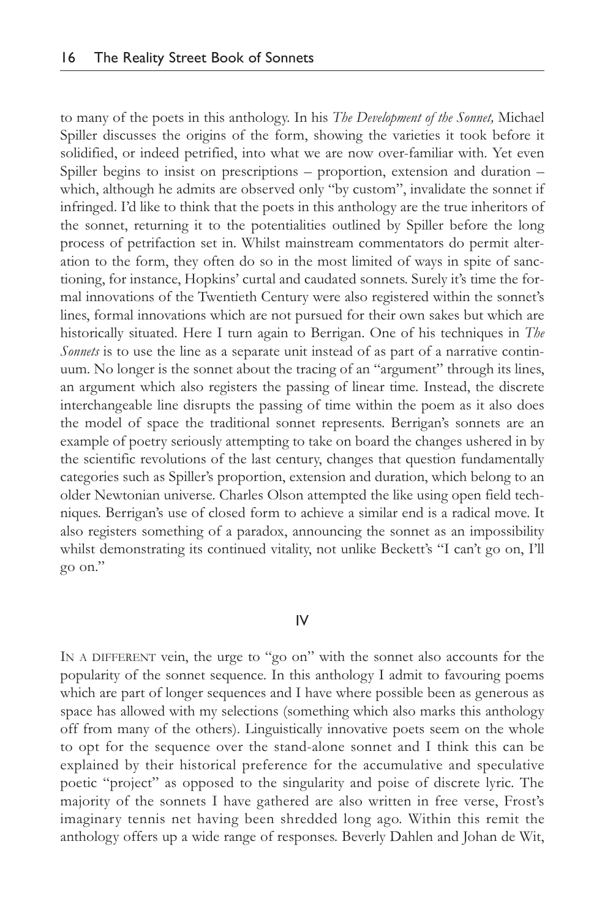to many of the poets in this anthology. In his *The Development of the Sonnet,* Michael Spiller discusses the origins of the form, showing the varieties it took before it solidified, or indeed petrified, into what we are now over-familiar with. Yet even Spiller begins to insist on prescriptions – proportion, extension and duration – which, although he admits are observed only "by custom", invalidate the sonnet if infringed. I'd like to think that the poets in this anthology are the true inheritors of the sonnet, returning it to the potentialities outlined by Spiller before the long process of petrifaction set in. Whilst mainstream commentators do permit alteration to the form, they often do so in the most limited of ways in spite of sanctioning, for instance, Hopkins' curtal and caudated sonnets. Surely it's time the formal innovations of the Twentieth Century were also registered within the sonnet's lines, formal innovations which are not pursued for their own sakes but which are historically situated. Here I turn again to Berrigan. One of his techniques in *The Sonnets* is to use the line as a separate unit instead of as part of a narrative continuum. No longer is the sonnet about the tracing of an "argument" through its lines, an argument which also registers the passing of linear time. Instead, the discrete interchangeable line disrupts the passing of time within the poem as it also does the model of space the traditional sonnet represents. Berrigan's sonnets are an example of poetry seriously attempting to take on board the changes ushered in by the scientific revolutions of the last century, changes that question fundamentally categories such as Spiller's proportion, extension and duration, which belong to an older Newtonian universe. Charles Olson attempted the like using open field techniques. Berrigan's use of closed form to achieve a similar end is a radical move. It also registers something of a paradox, announcing the sonnet as an impossibility whilst demonstrating its continued vitality, not unlike Beckett's "I can't go on, I'll go on."

## IV

In a different vein, the urge to "go on" with the sonnet also accounts for the popularity of the sonnet sequence. In this anthology I admit to favouring poems which are part of longer sequences and I have where possible been as generous as space has allowed with my selections (something which also marks this anthology off from many of the others). Linguistically innovative poets seem on the whole to opt for the sequence over the stand-alone sonnet and I think this can be explained by their historical preference for the accumulative and speculative poetic "project" as opposed to the singularity and poise of discrete lyric. The majority of the sonnets I have gathered are also written in free verse, Frost's imaginary tennis net having been shredded long ago. Within this remit the anthology offers up a wide range of responses. Beverly Dahlen and Johan de Wit,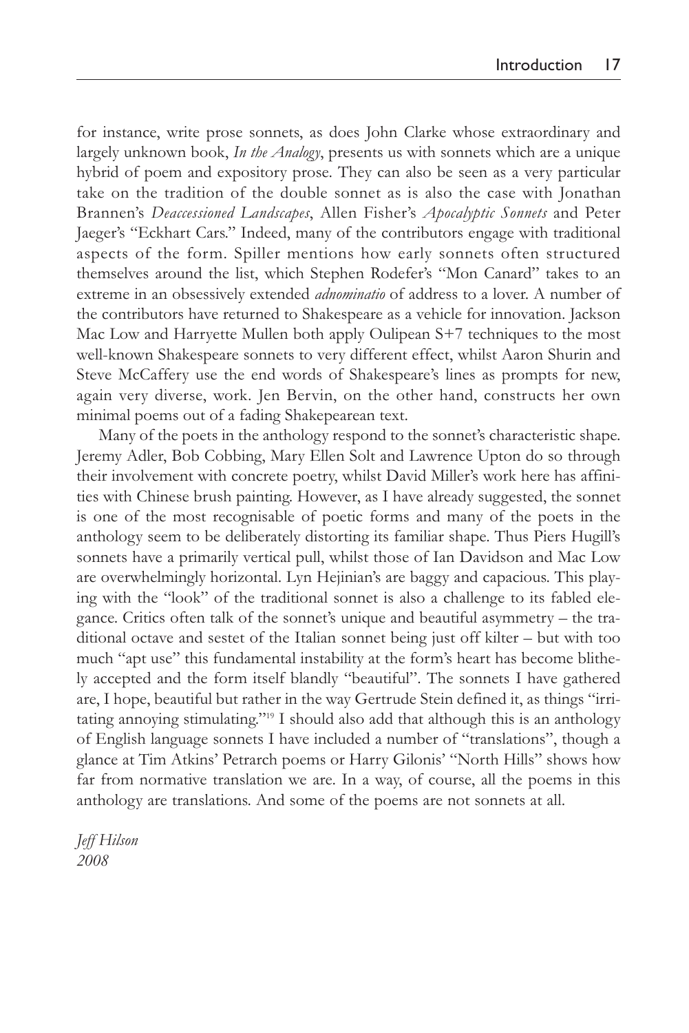for instance, write prose sonnets, as does John Clarke whose extraordinary and largely unknown book, *In the Analogy*, presents us with sonnets which are a unique hybrid of poem and expository prose. They can also be seen as a very particular take on the tradition of the double sonnet as is also the case with Jonathan Brannen's *Deaccessioned Landscapes*, Allen Fisher's *Apocalyptic Sonnets* and Peter Jaeger's "Eckhart Cars." Indeed, many of the contributors engage with traditional aspects of the form. Spiller mentions how early sonnets often structured themselves around the list, which Stephen Rodefer's "Mon Canard" takes to an extreme in an obsessively extended *adnominatio* of address to a lover. A number of the contributors have returned to Shakespeare as a vehicle for innovation. Jackson Mac Low and Harryette Mullen both apply Oulipean S+7 techniques to the most well-known Shakespeare sonnets to very different effect, whilst Aaron Shurin and Steve McCaffery use the end words of Shakespeare's lines as prompts for new, again very diverse, work. Jen Bervin, on the other hand, constructs her own minimal poems out of a fading Shakepearean text.

Many of the poets in the anthology respond to the sonnet's characteristic shape. Jeremy Adler, Bob Cobbing, Mary Ellen Solt and Lawrence Upton do so through their involvement with concrete poetry, whilst David Miller's work here has affinities with Chinese brush painting. However, as I have already suggested, the sonnet is one of the most recognisable of poetic forms and many of the poets in the anthology seem to be deliberately distorting its familiar shape. Thus Piers Hugill's sonnets have a primarily vertical pull, whilst those of Ian Davidson and Mac Low are overwhelmingly horizontal. Lyn Hejinian's are baggy and capacious. This playing with the "look" of the traditional sonnet is also a challenge to its fabled elegance. Critics often talk of the sonnet's unique and beautiful asymmetry – the traditional octave and sestet of the Italian sonnet being just off kilter – but with too much "apt use" this fundamental instability at the form's heart has become blithely accepted and the form itself blandly "beautiful". The sonnets I have gathered are, I hope, beautiful but rather in the way Gertrude Stein defined it, as things "irritating annoying stimulating."[19] I should also add that although this is an anthology of English language sonnets I have included a number of "translations", though a glance at Tim Atkins' Petrarch poems or Harry Gilonis' "North Hills" shows how far from normative translation we are. In a way, of course, all the poems in this anthology are translations. And some of the poems are not sonnets at all.

*Jeff Hilson*
*2008*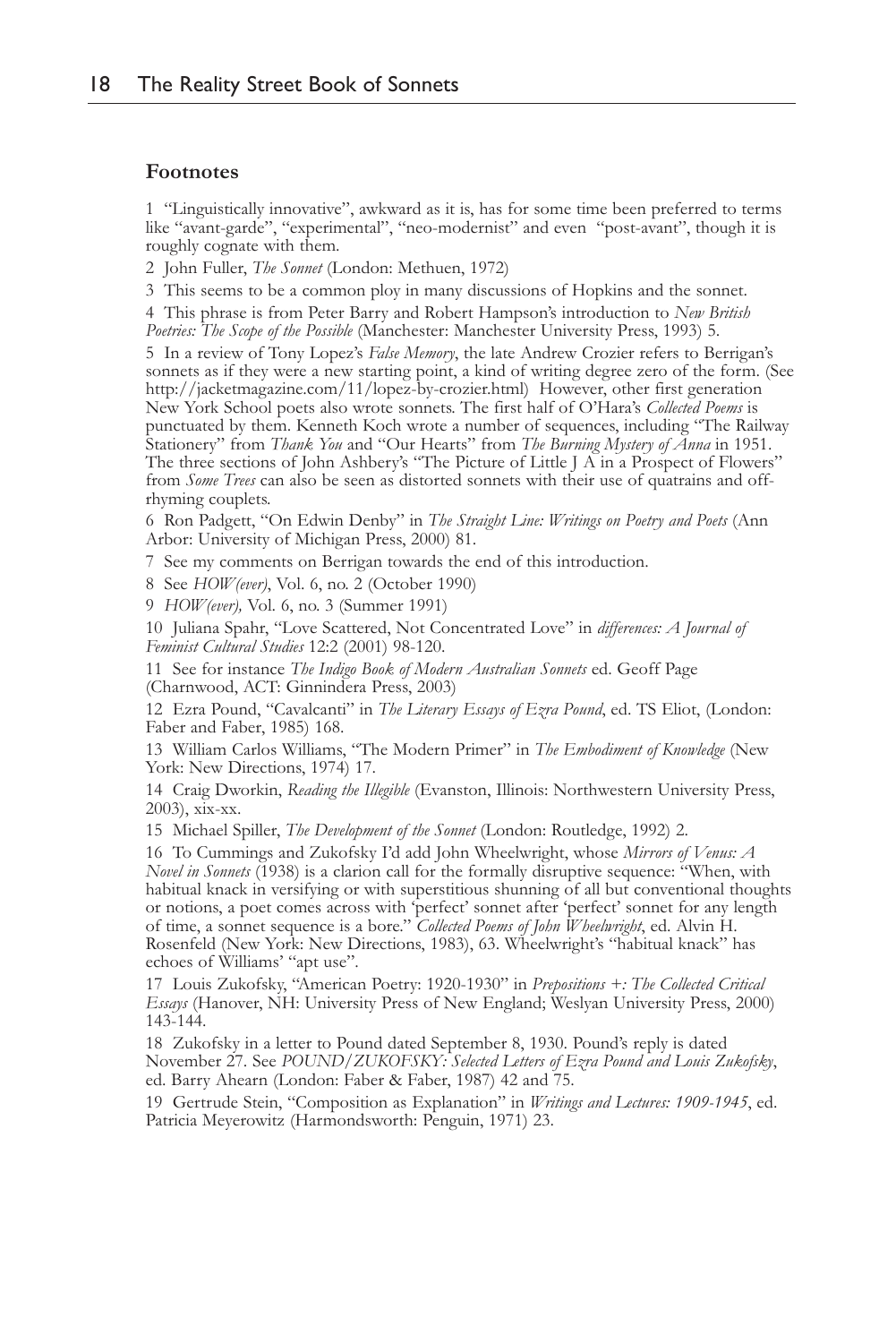## Footnotes

1 "Linguistically innovative", awkward as it is, has for some time been preferred to terms like "avant-garde", "experimental", "neo-modernist" and even "post-avant", though it is roughly cognate with them.

2 John Fuller, *The Sonnet* (London: Methuen, 1972)

3 This seems to be a common ploy in many discussions of Hopkins and the sonnet.

4 This phrase is from Peter Barry and Robert Hampson's introduction to *New British Poetries: The Scope of the Possible* (Manchester: Manchester University Press, 1993) 5.

5 In a review of Tony Lopez's *False Memory*, the late Andrew Crozier refers to Berrigan's sonnets as if they were a new starting point, a kind of writing degree zero of the form. (See http://jacketmagazine.com/11/lopez-by-crozier.html) However, other first generation New York School poets also wrote sonnets. The first half of O'Hara's *Collected Poems* is punctuated by them. Kenneth Koch wrote a number of sequences, including "The Railway Stationery" from *Thank You* and "Our Hearts" from *The Burning Mystery of Anna* in 1951. The three sections of John Ashbery's "The Picture of Little J A in a Prospect of Flowers" from *Some Trees* can also be seen as distorted sonnets with their use of quatrains and off-rhyming couplets.

6 Ron Padgett, "On Edwin Denby" in *The Straight Line: Writings on Poetry and Poets* (Ann Arbor: University of Michigan Press, 2000) 81.

7 See my comments on Berrigan towards the end of this introduction.

8 See *HOW(ever)*, Vol. 6, no. 2 (October 1990)

9 *HOW(ever),* Vol. 6, no. 3 (Summer 1991)

10 Juliana Spahr, "Love Scattered, Not Concentrated Love" in *differences: A Journal of Feminist Cultural Studies* 12:2 (2001) 98-120.

11 See for instance *The Indigo Book of Modern Australian Sonnets* ed. Geoff Page (Charnwood, ACT: Ginnindera Press, 2003)

12 Ezra Pound, "Cavalcanti" in *The Literary Essays of Ezra Pound*, ed. TS Eliot, (London: Faber and Faber, 1985) 168.

13 William Carlos Williams, "The Modern Primer" in *The Embodiment of Knowledge* (New York: New Directions, 1974) 17.

14 Craig Dworkin, *Reading the Illegible* (Evanston, Illinois: Northwestern University Press, 2003), xix-xx.

15 Michael Spiller, *The Development of the Sonnet* (London: Routledge, 1992) 2.

16 To Cummings and Zukofsky I'd add John Wheelwright, whose *Mirrors of Venus: A Novel in Sonnets* (1938) is a clarion call for the formally disruptive sequence: "When, with habitual knack in versifying or with superstitious shunning of all but conventional thoughts or notions, a poet comes across with 'perfect' sonnet after 'perfect' sonnet for any length of time, a sonnet sequence is a bore." *Collected Poems of John Wheelwright*, ed. Alvin H. Rosenfeld (New York: New Directions, 1983), 63. Wheelwright's "habitual knack" has echoes of Williams' "apt use".

17 Louis Zukofsky, "American Poetry: 1920-1930" in *Prepositions +: The Collected Critical Essays* (Hanover, NH: University Press of New England; Weslyan University Press, 2000) 143-144.

18 Zukofsky in a letter to Pound dated September 8, 1930. Pound's reply is dated November 27. See *POUND/ZUKOFSKY: Selected Letters of Ezra Pound and Louis Zukofsky*, ed. Barry Ahearn (London: Faber & Faber, 1987) 42 and 75.

19 Gertrude Stein, "Composition as Explanation" in *Writings and Lectures: 1909-1945*, ed. Patricia Meyerowitz (Harmondsworth: Penguin, 1971) 23.